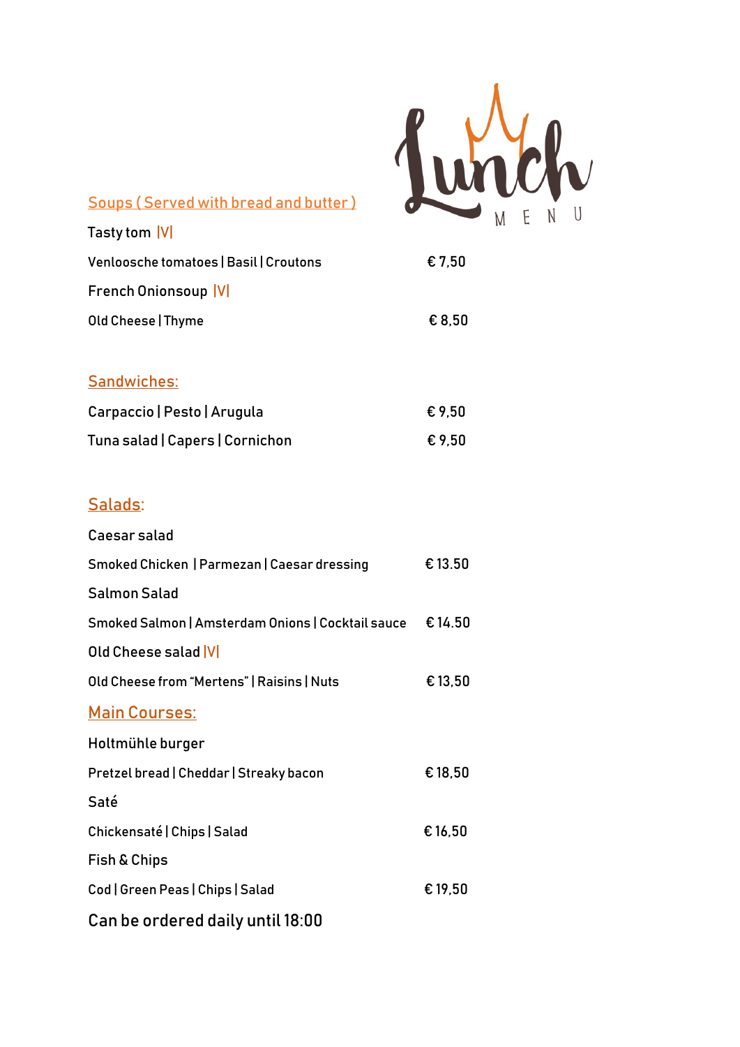# Lunch MENU

## Soups ( Served with bread and butter )

Tasty tom |V|

Venloosche tomatoes | Basil | Croutons — € 7,50

French Onionsoup |V|

Old Cheese | Thyme — € 8,50

## Sandwiches:

Carpaccio | Pesto | Arugula — € 9,50

Tuna salad | Capers | Cornichon — € 9,50

## Salads:

Caesar salad

Smoked Chicken | Parmezan | Caesar dressing — € 13.50

Salmon Salad

Smoked Salmon | Amsterdam Onions | Cocktail sauce — € 14.50

Old Cheese salad |V|

Old Cheese from "Mertens" | Raisins | Nuts — € 13,50

## Main Courses:

Holtmühle burger

Pretzel bread | Cheddar | Streaky bacon — € 18,50

Saté

Chickensaté | Chips | Salad — € 16,50

Fish & Chips

Cod | Green Peas | Chips | Salad — € 19,50

Can be ordered daily until 18:00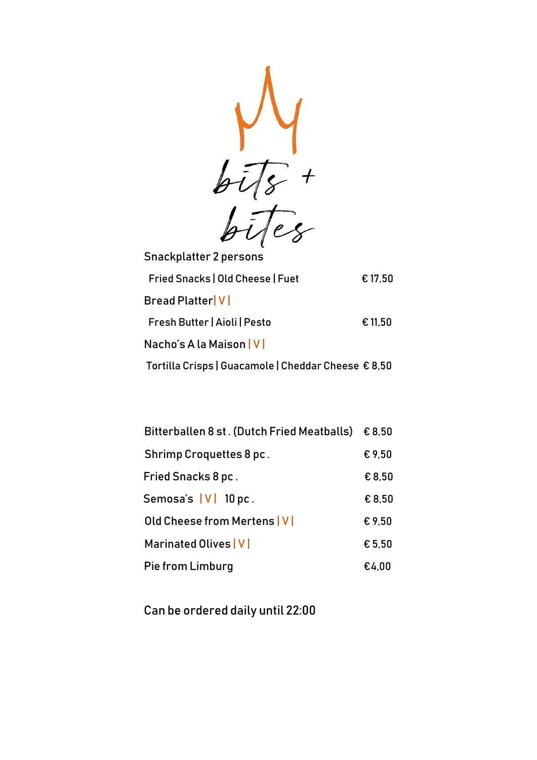# bits + bites

Snackplatter 2 persons

| | |
|---|---|
| Fried Snacks \| Old Cheese \| Fuet | € 17,50 |

Bread Platter | V |

| | |
|---|---|
| Fresh Butter \| Aioli \| Pesto | € 11,50 |

Nacho's A la Maison | V |

| | |
|---|---|
| Tortilla Crisps \| Guacamole \| Cheddar Cheese | € 8,50 |

| | |
|---|---|
| Bitterballen 8 st . (Dutch Fried Meatballs) | € 8,50 |
| Shrimp Croquettes 8 pc . | € 9,50 |
| Fried Snacks 8 pc . | € 8,50 |
| Semosa's \| V \| 10 pc . | € 8,50 |
| Old Cheese from Mertens \| V \| | € 9,50 |
| Marinated Olives \| V \| | € 5,50 |
| Pie from Limburg | €4,00 |

Can be ordered daily until 22:00